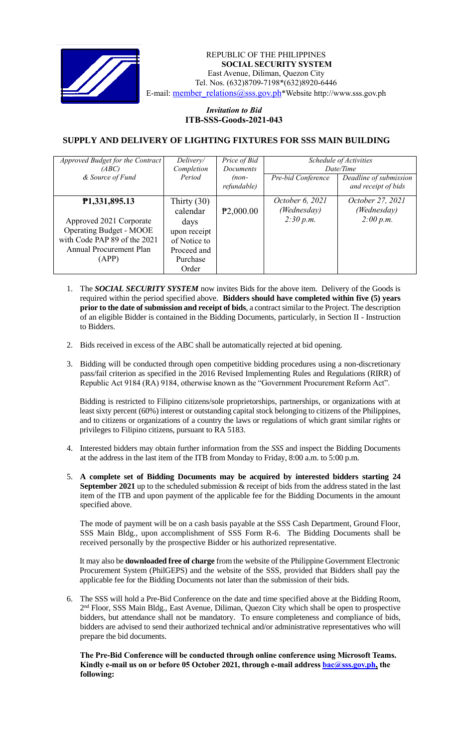REPUBLIC OF THE PHILIPPINES
**SOCIAL SECURITY SYSTEM**
East Avenue, Diliman, Quezon City
Tel. Nos. (632)8709-7198*(632)8920-6446
E-mail: member_relations@sss.gov.ph*Website http://www.sss.gov.ph

*Invitation to Bid*
**ITB-SSS-Goods-2021-043**

## SUPPLY AND DELIVERY OF LIGHTING FIXTURES FOR SSS MAIN BUILDING

| *Approved Budget for the Contract (ABC) & Source of Fund* | *Delivery/ Completion Period* | *Price of Bid Documents (non-refundable)* | *Schedule of Activities Date/Time* | |
|---|---|---|---|---|
| | | | *Pre-bid Conference* | *Deadline of submission and receipt of bids* |
| **₱1,331,895.13** Approved 2021 Corporate Operating Budget - MOOE with Code PAP 89 of the 2021 Annual Procurement Plan (APP) | Thirty (30) calendar days upon receipt of Notice to Proceed and Purchase Order | ₱2,000.00 | *October 6, 2021 (Wednesday) 2:30 p.m.* | *October 27, 2021 (Wednesday) 2:00 p.m.* |

1. The ***SOCIAL SECURITY SYSTEM*** now invites Bids for the above item. Delivery of the Goods is required within the period specified above. **Bidders should have completed within five (5) years prior to the date of submission and receipt of bids**, a contract similar to the Project. The description of an eligible Bidder is contained in the Bidding Documents, particularly, in Section II - Instruction to Bidders.

2. Bids received in excess of the ABC shall be automatically rejected at bid opening.

3. Bidding will be conducted through open competitive bidding procedures using a non-discretionary pass/fail criterion as specified in the 2016 Revised Implementing Rules and Regulations (RIRR) of Republic Act 9184 (RA) 9184, otherwise known as the "Government Procurement Reform Act".

   Bidding is restricted to Filipino citizens/sole proprietorships, partnerships, or organizations with at least sixty percent (60%) interest or outstanding capital stock belonging to citizens of the Philippines, and to citizens or organizations of a country the laws or regulations of which grant similar rights or privileges to Filipino citizens, pursuant to RA 5183.

4. Interested bidders may obtain further information from the *SSS* and inspect the Bidding Documents at the address in the last item of the ITB from Monday to Friday, 8:00 a.m. to 5:00 p.m.

5. **A complete set of Bidding Documents may be acquired by interested bidders starting 24 September 2021** up to the scheduled submission & receipt of bids from the address stated in the last item of the ITB and upon payment of the applicable fee for the Bidding Documents in the amount specified above.

   The mode of payment will be on a cash basis payable at the SSS Cash Department, Ground Floor, SSS Main Bldg., upon accomplishment of SSS Form R-6. The Bidding Documents shall be received personally by the prospective Bidder or his authorized representative.

   It may also be **downloaded free of charge** from the website of the Philippine Government Electronic Procurement System (PhilGEPS) and the website of the SSS, provided that Bidders shall pay the applicable fee for the Bidding Documents not later than the submission of their bids.

6. The SSS will hold a Pre-Bid Conference on the date and time specified above at the Bidding Room, 2nd Floor, SSS Main Bldg., East Avenue, Diliman, Quezon City which shall be open to prospective bidders, but attendance shall not be mandatory. To ensure completeness and compliance of bids, bidders are advised to send their authorized technical and/or administrative representatives who will prepare the bid documents.

   **The Pre-Bid Conference will be conducted through online conference using Microsoft Teams. Kindly e-mail us on or before 05 October 2021, through e-mail address bac@sss.gov.ph, the following:**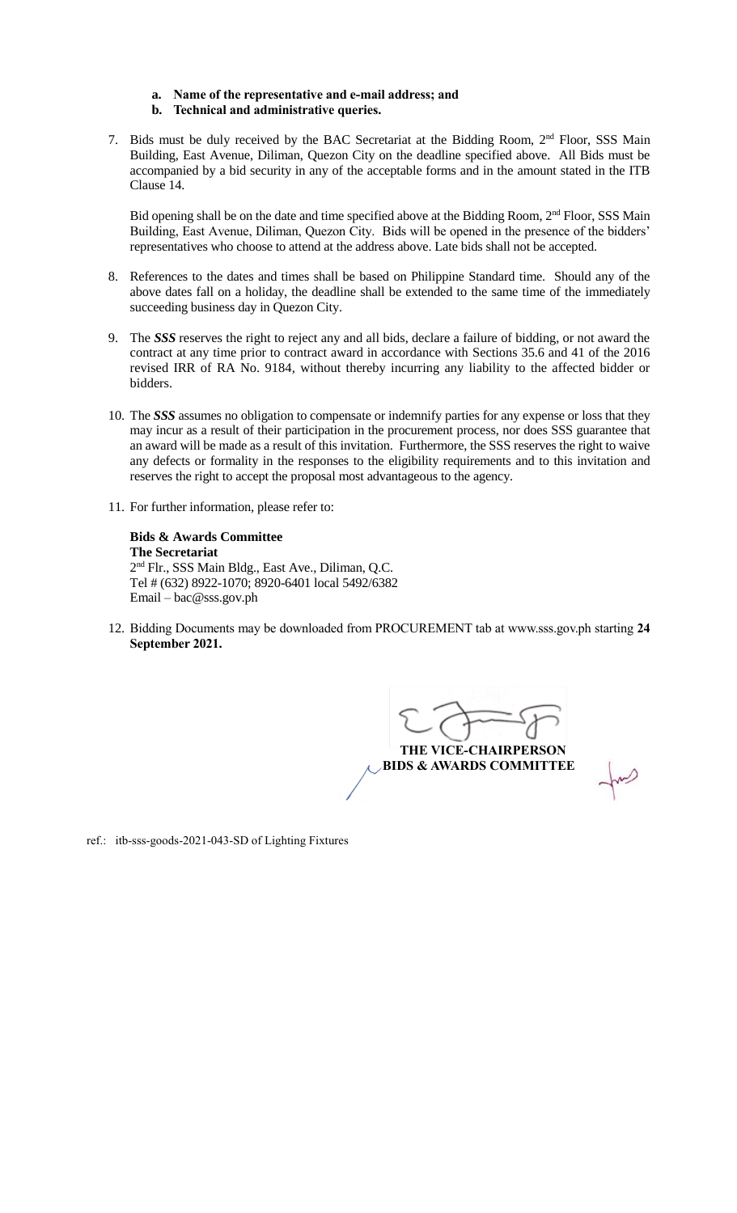- **a. Name of the representative and e-mail address; and**
   - **b. Technical and administrative queries.**

7. Bids must be duly received by the BAC Secretariat at the Bidding Room, 2nd Floor, SSS Main Building, East Avenue, Diliman, Quezon City on the deadline specified above. All Bids must be accompanied by a bid security in any of the acceptable forms and in the amount stated in the ITB Clause 14.

   Bid opening shall be on the date and time specified above at the Bidding Room, 2nd Floor, SSS Main Building, East Avenue, Diliman, Quezon City. Bids will be opened in the presence of the bidders' representatives who choose to attend at the address above. Late bids shall not be accepted.

8. References to the dates and times shall be based on Philippine Standard time. Should any of the above dates fall on a holiday, the deadline shall be extended to the same time of the immediately succeeding business day in Quezon City.

9. The ***SSS*** reserves the right to reject any and all bids, declare a failure of bidding, or not award the contract at any time prior to contract award in accordance with Sections 35.6 and 41 of the 2016 revised IRR of RA No. 9184, without thereby incurring any liability to the affected bidder or bidders.

10. The ***SSS*** assumes no obligation to compensate or indemnify parties for any expense or loss that they may incur as a result of their participation in the procurement process, nor does SSS guarantee that an award will be made as a result of this invitation. Furthermore, the SSS reserves the right to waive any defects or formality in the responses to the eligibility requirements and to this invitation and reserves the right to accept the proposal most advantageous to the agency.

11. For further information, please refer to:

    **Bids & Awards Committee**
    **The Secretariat**
    2nd Flr., SSS Main Bldg., East Ave., Diliman, Q.C.
    Tel # (632) 8922-1070; 8920-6401 local 5492/6382
    Email – bac@sss.gov.ph

12. Bidding Documents may be downloaded from PROCUREMENT tab at www.sss.gov.ph starting **24 September 2021.**

**THE VICE-CHAIRPERSON**
**BIDS & AWARDS COMMITTEE**

ref.: itb-sss-goods-2021-043-SD of Lighting Fixtures